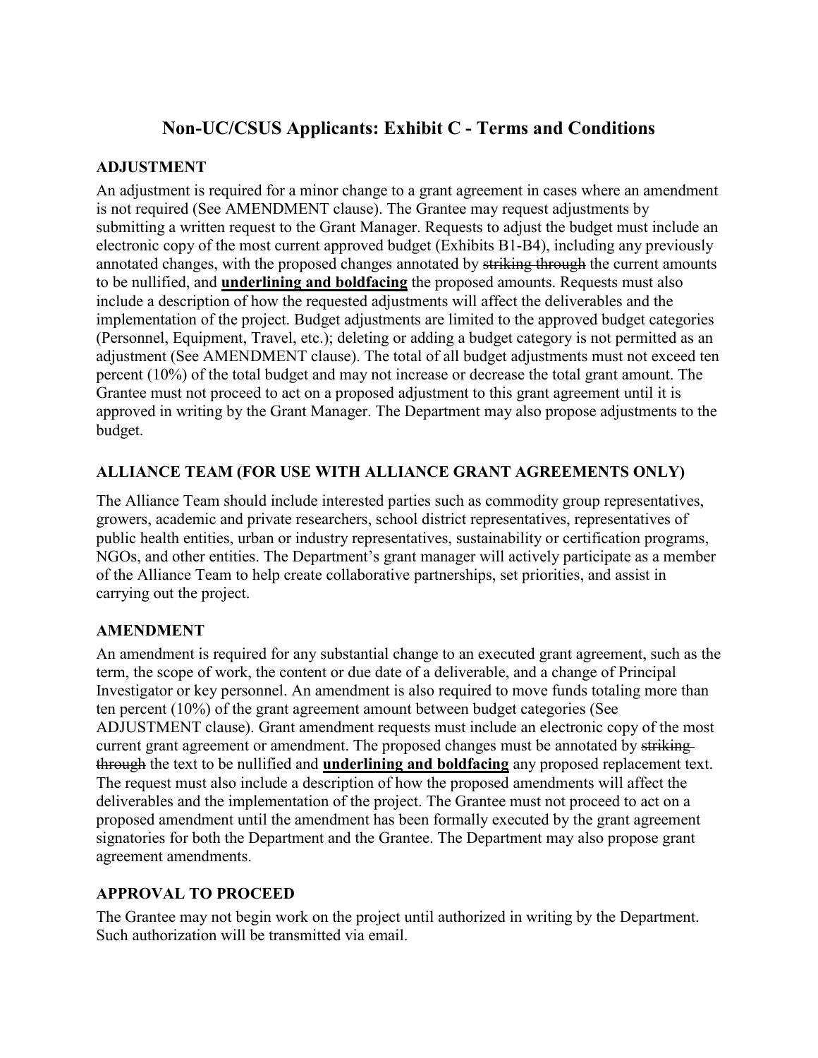# Non-UC/CSUS Applicants: Exhibit C - Terms and Conditions

## ADJUSTMENT

An adjustment is required for a minor change to a grant agreement in cases where an amendment is not required (See AMENDMENT clause). The Grantee may request adjustments by submitting a written request to the Grant Manager. Requests to adjust the budget must include an electronic copy of the most current approved budget (Exhibits B1-B4), including any previously annotated changes, with the proposed changes annotated by ~~striking through~~ the current amounts to be nullified, and **<u>underlining and boldfacing</u>** the proposed amounts. Requests must also include a description of how the requested adjustments will affect the deliverables and the implementation of the project. Budget adjustments are limited to the approved budget categories (Personnel, Equipment, Travel, etc.); deleting or adding a budget category is not permitted as an adjustment (See AMENDMENT clause). The total of all budget adjustments must not exceed ten percent (10%) of the total budget and may not increase or decrease the total grant amount. The Grantee must not proceed to act on a proposed adjustment to this grant agreement until it is approved in writing by the Grant Manager. The Department may also propose adjustments to the budget.

## ALLIANCE TEAM (FOR USE WITH ALLIANCE GRANT AGREEMENTS ONLY)

The Alliance Team should include interested parties such as commodity group representatives, growers, academic and private researchers, school district representatives, representatives of public health entities, urban or industry representatives, sustainability or certification programs, NGOs, and other entities. The Department's grant manager will actively participate as a member of the Alliance Team to help create collaborative partnerships, set priorities, and assist in carrying out the project.

## AMENDMENT

An amendment is required for any substantial change to an executed grant agreement, such as the term, the scope of work, the content or due date of a deliverable, and a change of Principal Investigator or key personnel. An amendment is also required to move funds totaling more than ten percent (10%) of the grant agreement amount between budget categories (See ADJUSTMENT clause). Grant amendment requests must include an electronic copy of the most current grant agreement or amendment. The proposed changes must be annotated by ~~striking through~~ the text to be nullified and **<u>underlining and boldfacing</u>** any proposed replacement text. The request must also include a description of how the proposed amendments will affect the deliverables and the implementation of the project. The Grantee must not proceed to act on a proposed amendment until the amendment has been formally executed by the grant agreement signatories for both the Department and the Grantee. The Department may also propose grant agreement amendments.

## APPROVAL TO PROCEED

The Grantee may not begin work on the project until authorized in writing by the Department. Such authorization will be transmitted via email.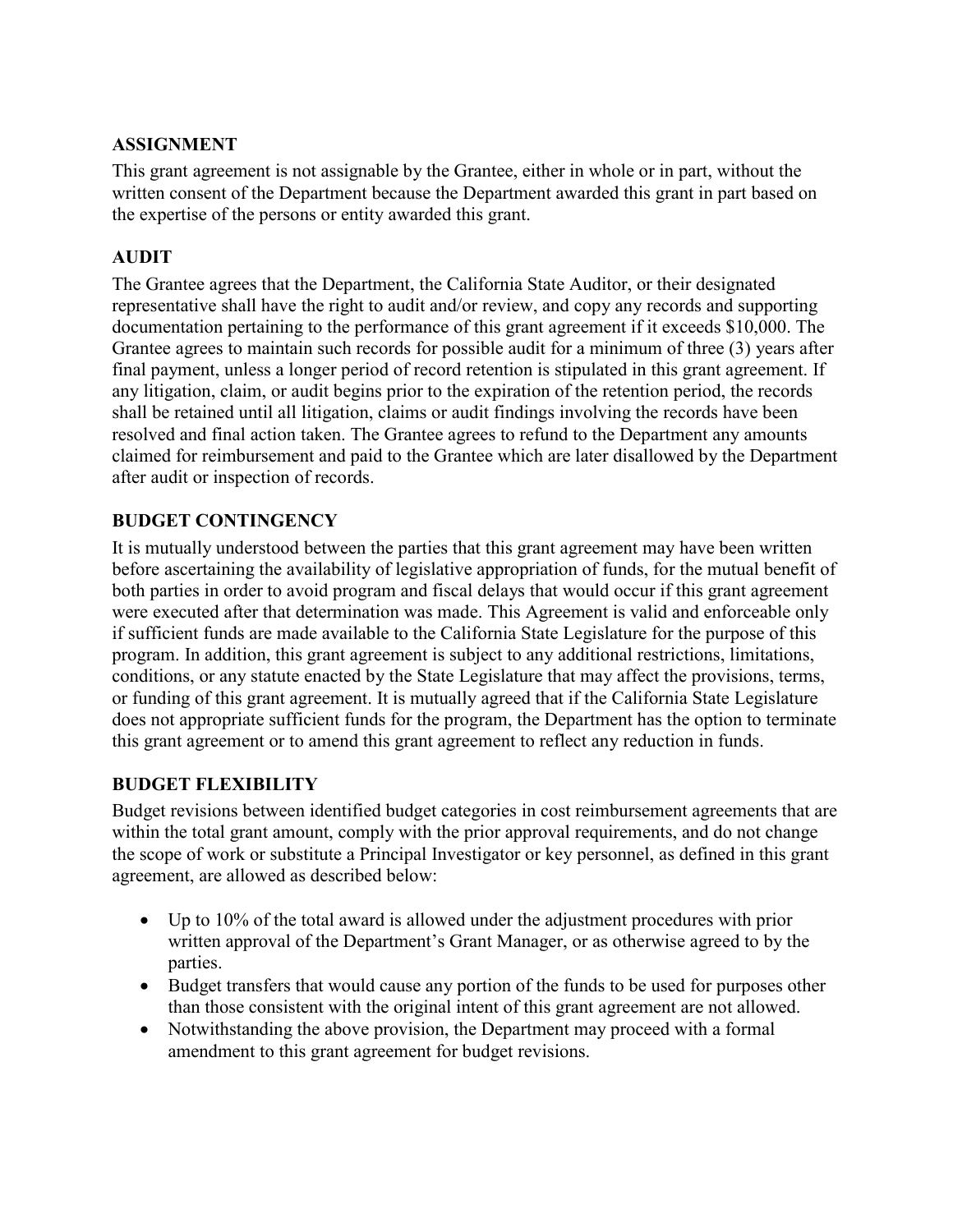**ASSIGNMENT**

This grant agreement is not assignable by the Grantee, either in whole or in part, without the written consent of the Department because the Department awarded this grant in part based on the expertise of the persons or entity awarded this grant.

**AUDIT**

The Grantee agrees that the Department, the California State Auditor, or their designated representative shall have the right to audit and/or review, and copy any records and supporting documentation pertaining to the performance of this grant agreement if it exceeds $10,000. The Grantee agrees to maintain such records for possible audit for a minimum of three (3) years after final payment, unless a longer period of record retention is stipulated in this grant agreement. If any litigation, claim, or audit begins prior to the expiration of the retention period, the records shall be retained until all litigation, claims or audit findings involving the records have been resolved and final action taken. The Grantee agrees to refund to the Department any amounts claimed for reimbursement and paid to the Grantee which are later disallowed by the Department after audit or inspection of records.

**BUDGET CONTINGENCY**

It is mutually understood between the parties that this grant agreement may have been written before ascertaining the availability of legislative appropriation of funds, for the mutual benefit of both parties in order to avoid program and fiscal delays that would occur if this grant agreement were executed after that determination was made. This Agreement is valid and enforceable only if sufficient funds are made available to the California State Legislature for the purpose of this program. In addition, this grant agreement is subject to any additional restrictions, limitations, conditions, or any statute enacted by the State Legislature that may affect the provisions, terms, or funding of this grant agreement. It is mutually agreed that if the California State Legislature does not appropriate sufficient funds for the program, the Department has the option to terminate this grant agreement or to amend this grant agreement to reflect any reduction in funds.

**BUDGET FLEXIBILITY**

Budget revisions between identified budget categories in cost reimbursement agreements that are within the total grant amount, comply with the prior approval requirements, and do not change the scope of work or substitute a Principal Investigator or key personnel, as defined in this grant agreement, are allowed as described below:

- Up to 10% of the total award is allowed under the adjustment procedures with prior written approval of the Department's Grant Manager, or as otherwise agreed to by the parties.
- Budget transfers that would cause any portion of the funds to be used for purposes other than those consistent with the original intent of this grant agreement are not allowed.
- Notwithstanding the above provision, the Department may proceed with a formal amendment to this grant agreement for budget revisions.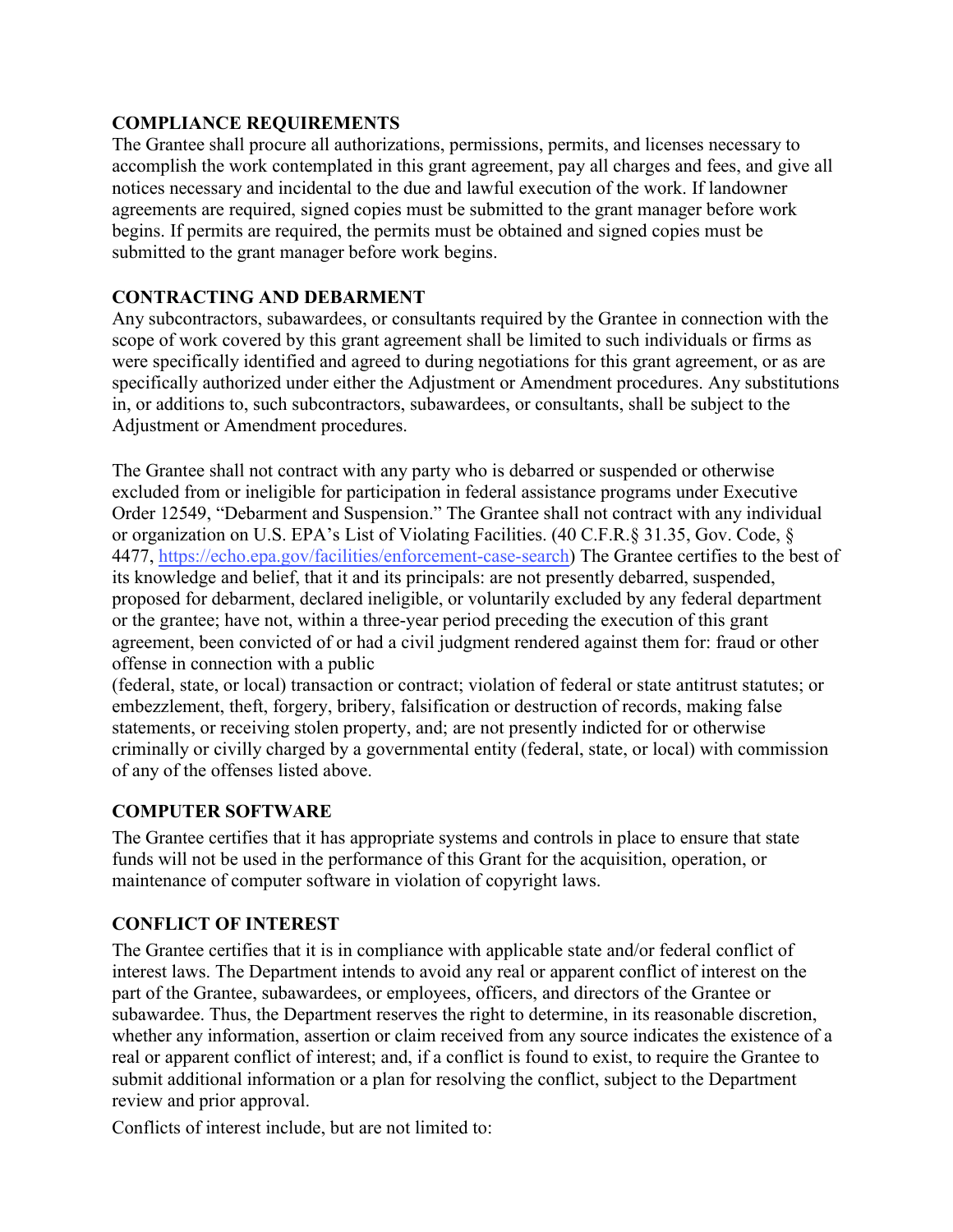**COMPLIANCE REQUIREMENTS**

The Grantee shall procure all authorizations, permissions, permits, and licenses necessary to accomplish the work contemplated in this grant agreement, pay all charges and fees, and give all notices necessary and incidental to the due and lawful execution of the work. If landowner agreements are required, signed copies must be submitted to the grant manager before work begins. If permits are required, the permits must be obtained and signed copies must be submitted to the grant manager before work begins.

**CONTRACTING AND DEBARMENT**

Any subcontractors, subawardees, or consultants required by the Grantee in connection with the scope of work covered by this grant agreement shall be limited to such individuals or firms as were specifically identified and agreed to during negotiations for this grant agreement, or as are specifically authorized under either the Adjustment or Amendment procedures. Any substitutions in, or additions to, such subcontractors, subawardees, or consultants, shall be subject to the Adjustment or Amendment procedures.

The Grantee shall not contract with any party who is debarred or suspended or otherwise excluded from or ineligible for participation in federal assistance programs under Executive Order 12549, "Debarment and Suspension." The Grantee shall not contract with any individual or organization on U.S. EPA's List of Violating Facilities. (40 C.F.R.§ 31.35, Gov. Code, § 4477, https://echo.epa.gov/facilities/enforcement-case-search) The Grantee certifies to the best of its knowledge and belief, that it and its principals: are not presently debarred, suspended, proposed for debarment, declared ineligible, or voluntarily excluded by any federal department or the grantee; have not, within a three-year period preceding the execution of this grant agreement, been convicted of or had a civil judgment rendered against them for: fraud or other offense in connection with a public (federal, state, or local) transaction or contract; violation of federal or state antitrust statutes; or embezzlement, theft, forgery, bribery, falsification or destruction of records, making false statements, or receiving stolen property, and; are not presently indicted for or otherwise criminally or civilly charged by a governmental entity (federal, state, or local) with commission of any of the offenses listed above.

**COMPUTER SOFTWARE**

The Grantee certifies that it has appropriate systems and controls in place to ensure that state funds will not be used in the performance of this Grant for the acquisition, operation, or maintenance of computer software in violation of copyright laws.

**CONFLICT OF INTEREST**

The Grantee certifies that it is in compliance with applicable state and/or federal conflict of interest laws. The Department intends to avoid any real or apparent conflict of interest on the part of the Grantee, subawardees, or employees, officers, and directors of the Grantee or subawardee. Thus, the Department reserves the right to determine, in its reasonable discretion, whether any information, assertion or claim received from any source indicates the existence of a real or apparent conflict of interest; and, if a conflict is found to exist, to require the Grantee to submit additional information or a plan for resolving the conflict, subject to the Department review and prior approval.

Conflicts of interest include, but are not limited to: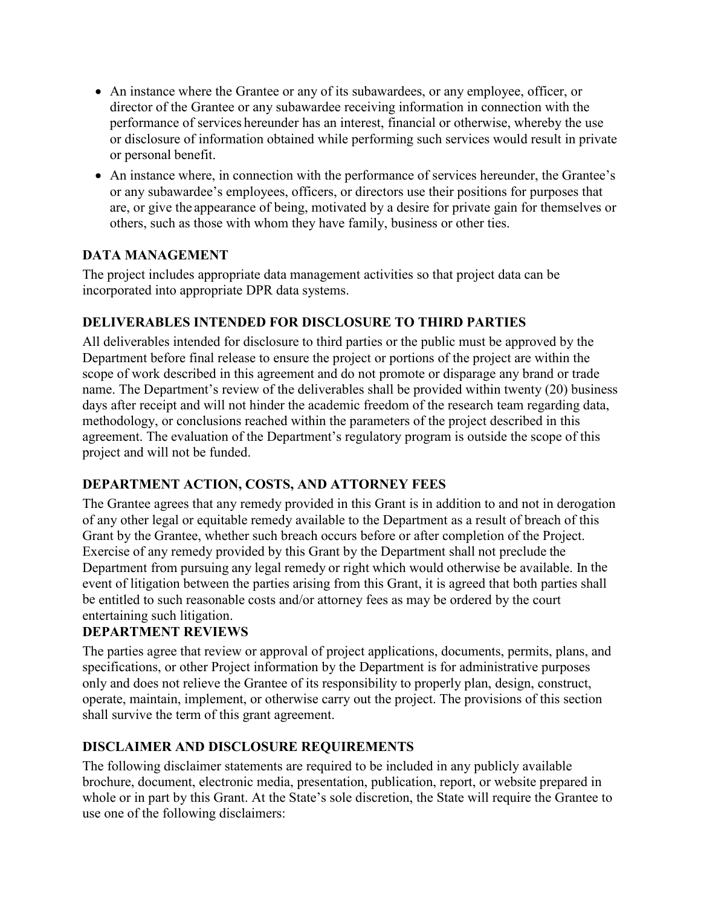- An instance where the Grantee or any of its subawardees, or any employee, officer, or director of the Grantee or any subawardee receiving information in connection with the performance of services hereunder has an interest, financial or otherwise, whereby the use or disclosure of information obtained while performing such services would result in private or personal benefit.
- An instance where, in connection with the performance of services hereunder, the Grantee's or any subawardee's employees, officers, or directors use their positions for purposes that are, or give the appearance of being, motivated by a desire for private gain for themselves or others, such as those with whom they have family, business or other ties.

## DATA MANAGEMENT

The project includes appropriate data management activities so that project data can be incorporated into appropriate DPR data systems.

## DELIVERABLES INTENDED FOR DISCLOSURE TO THIRD PARTIES

All deliverables intended for disclosure to third parties or the public must be approved by the Department before final release to ensure the project or portions of the project are within the scope of work described in this agreement and do not promote or disparage any brand or trade name. The Department's review of the deliverables shall be provided within twenty (20) business days after receipt and will not hinder the academic freedom of the research team regarding data, methodology, or conclusions reached within the parameters of the project described in this agreement. The evaluation of the Department's regulatory program is outside the scope of this project and will not be funded.

## DEPARTMENT ACTION, COSTS, AND ATTORNEY FEES

The Grantee agrees that any remedy provided in this Grant is in addition to and not in derogation of any other legal or equitable remedy available to the Department as a result of breach of this Grant by the Grantee, whether such breach occurs before or after completion of the Project. Exercise of any remedy provided by this Grant by the Department shall not preclude the Department from pursuing any legal remedy or right which would otherwise be available. In the event of litigation between the parties arising from this Grant, it is agreed that both parties shall be entitled to such reasonable costs and/or attorney fees as may be ordered by the court entertaining such litigation.

## DEPARTMENT REVIEWS

The parties agree that review or approval of project applications, documents, permits, plans, and specifications, or other Project information by the Department is for administrative purposes only and does not relieve the Grantee of its responsibility to properly plan, design, construct, operate, maintain, implement, or otherwise carry out the project. The provisions of this section shall survive the term of this grant agreement.

## DISCLAIMER AND DISCLOSURE REQUIREMENTS

The following disclaimer statements are required to be included in any publicly available brochure, document, electronic media, presentation, publication, report, or website prepared in whole or in part by this Grant. At the State's sole discretion, the State will require the Grantee to use one of the following disclaimers: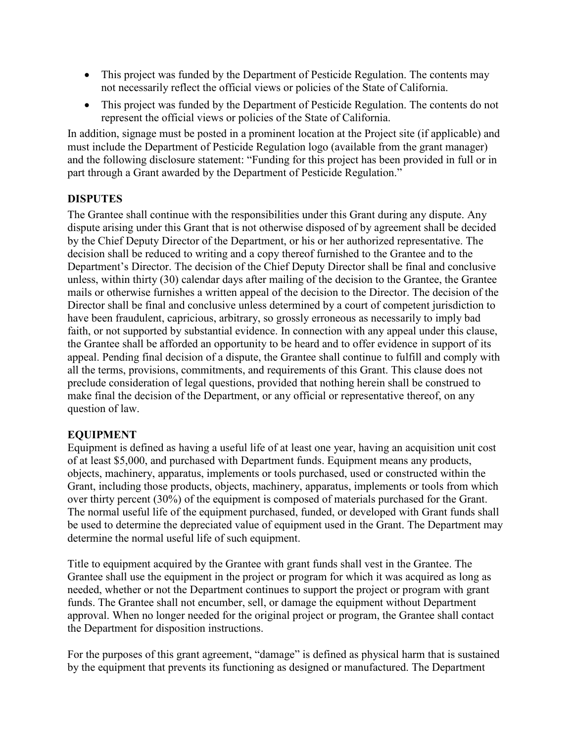- This project was funded by the Department of Pesticide Regulation. The contents may not necessarily reflect the official views or policies of the State of California.
- This project was funded by the Department of Pesticide Regulation. The contents do not represent the official views or policies of the State of California.

In addition, signage must be posted in a prominent location at the Project site (if applicable) and must include the Department of Pesticide Regulation logo (available from the grant manager) and the following disclosure statement: "Funding for this project has been provided in full or in part through a Grant awarded by the Department of Pesticide Regulation."

## DISPUTES

The Grantee shall continue with the responsibilities under this Grant during any dispute. Any dispute arising under this Grant that is not otherwise disposed of by agreement shall be decided by the Chief Deputy Director of the Department, or his or her authorized representative. The decision shall be reduced to writing and a copy thereof furnished to the Grantee and to the Department's Director. The decision of the Chief Deputy Director shall be final and conclusive unless, within thirty (30) calendar days after mailing of the decision to the Grantee, the Grantee mails or otherwise furnishes a written appeal of the decision to the Director. The decision of the Director shall be final and conclusive unless determined by a court of competent jurisdiction to have been fraudulent, capricious, arbitrary, so grossly erroneous as necessarily to imply bad faith, or not supported by substantial evidence. In connection with any appeal under this clause, the Grantee shall be afforded an opportunity to be heard and to offer evidence in support of its appeal. Pending final decision of a dispute, the Grantee shall continue to fulfill and comply with all the terms, provisions, commitments, and requirements of this Grant. This clause does not preclude consideration of legal questions, provided that nothing herein shall be construed to make final the decision of the Department, or any official or representative thereof, on any question of law.

## EQUIPMENT

Equipment is defined as having a useful life of at least one year, having an acquisition unit cost of at least $5,000, and purchased with Department funds. Equipment means any products, objects, machinery, apparatus, implements or tools purchased, used or constructed within the Grant, including those products, objects, machinery, apparatus, implements or tools from which over thirty percent (30%) of the equipment is composed of materials purchased for the Grant. The normal useful life of the equipment purchased, funded, or developed with Grant funds shall be used to determine the depreciated value of equipment used in the Grant. The Department may determine the normal useful life of such equipment.

Title to equipment acquired by the Grantee with grant funds shall vest in the Grantee. The Grantee shall use the equipment in the project or program for which it was acquired as long as needed, whether or not the Department continues to support the project or program with grant funds. The Grantee shall not encumber, sell, or damage the equipment without Department approval. When no longer needed for the original project or program, the Grantee shall contact the Department for disposition instructions.

For the purposes of this grant agreement, "damage" is defined as physical harm that is sustained by the equipment that prevents its functioning as designed or manufactured. The Department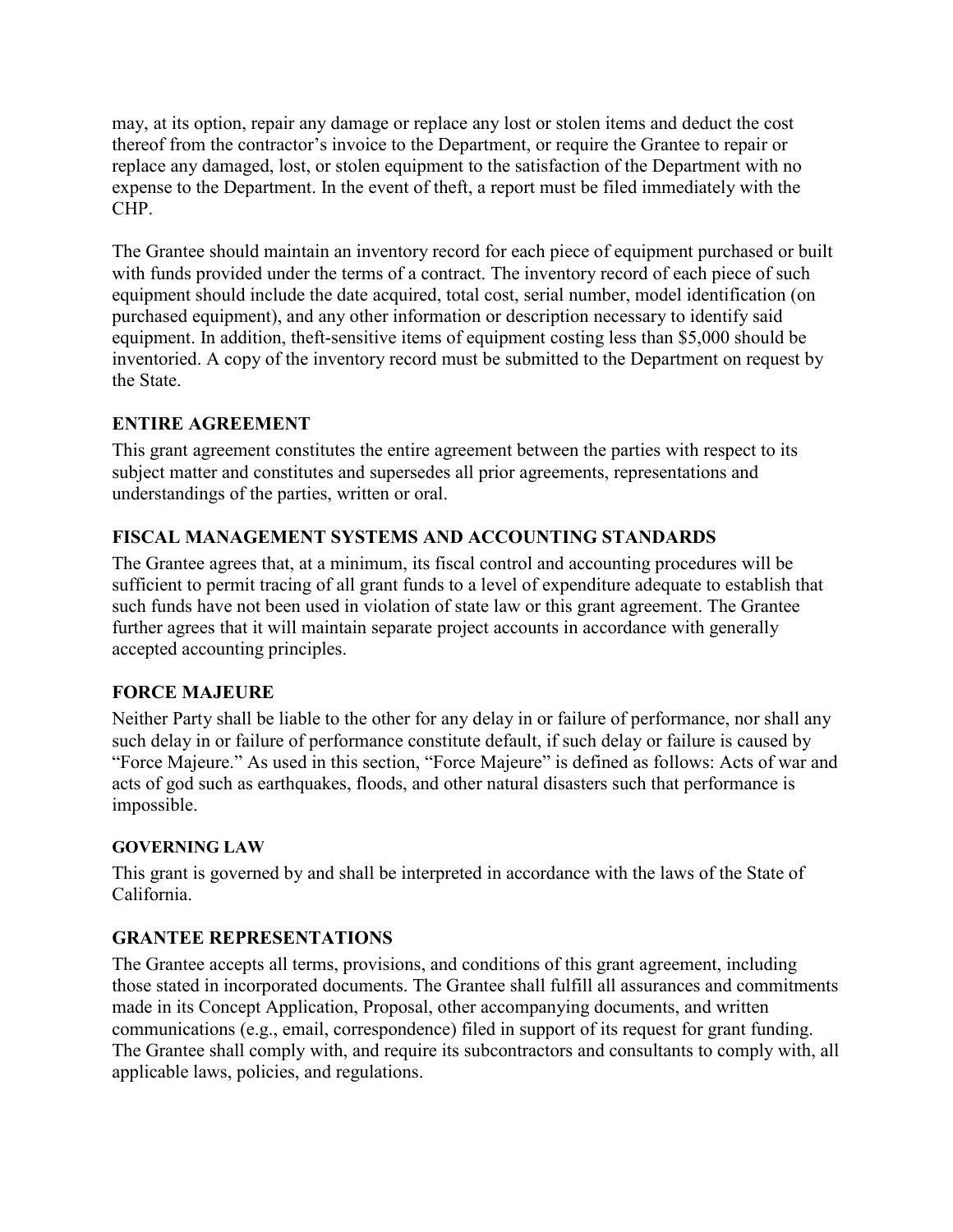may, at its option, repair any damage or replace any lost or stolen items and deduct the cost thereof from the contractor's invoice to the Department, or require the Grantee to repair or replace any damaged, lost, or stolen equipment to the satisfaction of the Department with no expense to the Department. In the event of theft, a report must be filed immediately with the CHP.

The Grantee should maintain an inventory record for each piece of equipment purchased or built with funds provided under the terms of a contract. The inventory record of each piece of such equipment should include the date acquired, total cost, serial number, model identification (on purchased equipment), and any other information or description necessary to identify said equipment. In addition, theft-sensitive items of equipment costing less than $5,000 should be inventoried. A copy of the inventory record must be submitted to the Department on request by the State.

### ENTIRE AGREEMENT

This grant agreement constitutes the entire agreement between the parties with respect to its subject matter and constitutes and supersedes all prior agreements, representations and understandings of the parties, written or oral.

### FISCAL MANAGEMENT SYSTEMS AND ACCOUNTING STANDARDS

The Grantee agrees that, at a minimum, its fiscal control and accounting procedures will be sufficient to permit tracing of all grant funds to a level of expenditure adequate to establish that such funds have not been used in violation of state law or this grant agreement. The Grantee further agrees that it will maintain separate project accounts in accordance with generally accepted accounting principles.

### FORCE MAJEURE

Neither Party shall be liable to the other for any delay in or failure of performance, nor shall any such delay in or failure of performance constitute default, if such delay or failure is caused by "Force Majeure." As used in this section, "Force Majeure" is defined as follows: Acts of war and acts of god such as earthquakes, floods, and other natural disasters such that performance is impossible.

### GOVERNING LAW

This grant is governed by and shall be interpreted in accordance with the laws of the State of California.

### GRANTEE REPRESENTATIONS

The Grantee accepts all terms, provisions, and conditions of this grant agreement, including those stated in incorporated documents. The Grantee shall fulfill all assurances and commitments made in its Concept Application, Proposal, other accompanying documents, and written communications (e.g., email, correspondence) filed in support of its request for grant funding. The Grantee shall comply with, and require its subcontractors and consultants to comply with, all applicable laws, policies, and regulations.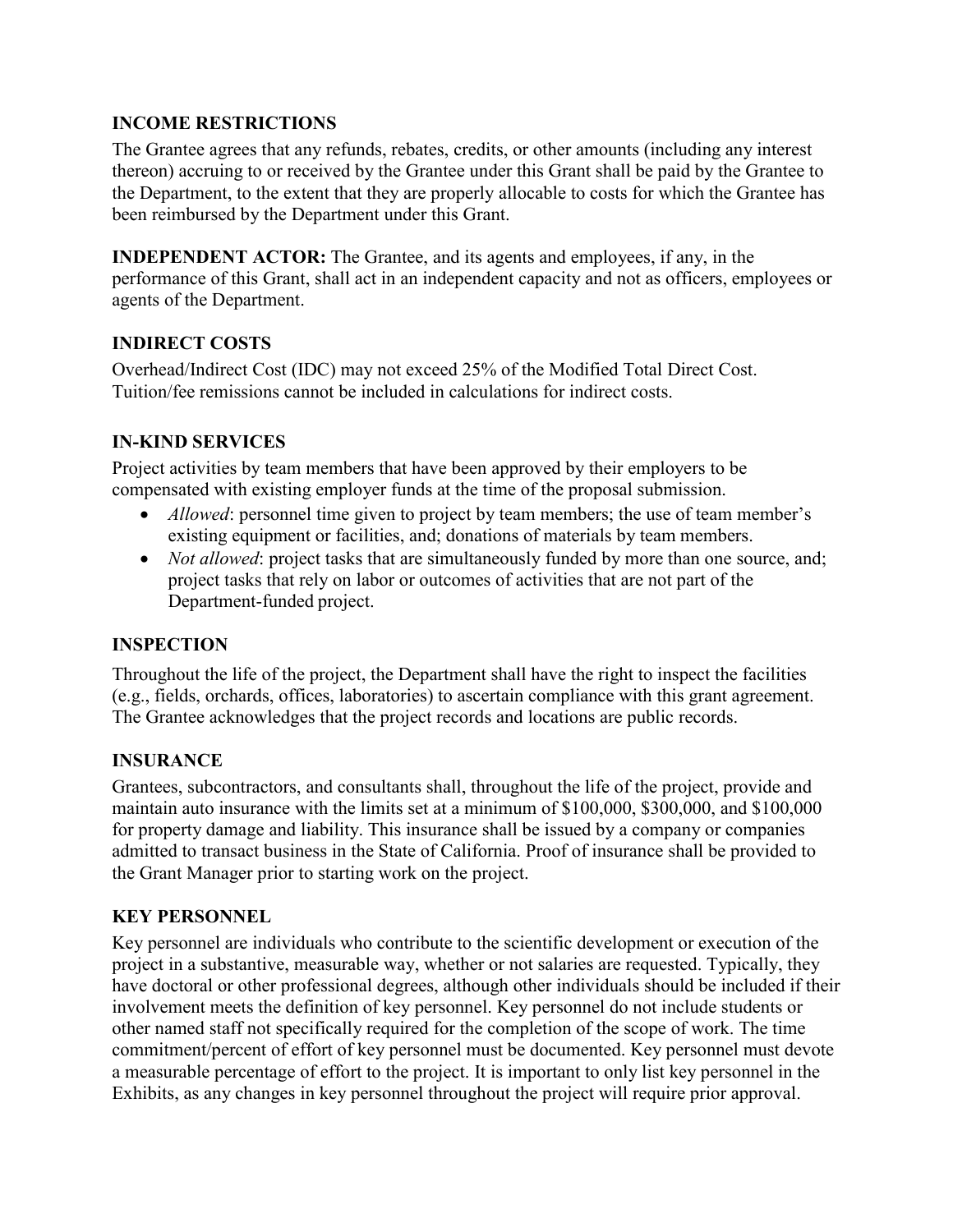## INCOME RESTRICTIONS

The Grantee agrees that any refunds, rebates, credits, or other amounts (including any interest thereon) accruing to or received by the Grantee under this Grant shall be paid by the Grantee to the Department, to the extent that they are properly allocable to costs for which the Grantee has been reimbursed by the Department under this Grant.

**INDEPENDENT ACTOR:** The Grantee, and its agents and employees, if any, in the performance of this Grant, shall act in an independent capacity and not as officers, employees or agents of the Department.

## INDIRECT COSTS

Overhead/Indirect Cost (IDC) may not exceed 25% of the Modified Total Direct Cost. Tuition/fee remissions cannot be included in calculations for indirect costs.

## IN-KIND SERVICES

Project activities by team members that have been approved by their employers to be compensated with existing employer funds at the time of the proposal submission.

- *Allowed*: personnel time given to project by team members; the use of team member's existing equipment or facilities, and; donations of materials by team members.
- *Not allowed*: project tasks that are simultaneously funded by more than one source, and; project tasks that rely on labor or outcomes of activities that are not part of the Department-funded project.

## INSPECTION

Throughout the life of the project, the Department shall have the right to inspect the facilities (e.g., fields, orchards, offices, laboratories) to ascertain compliance with this grant agreement. The Grantee acknowledges that the project records and locations are public records.

## INSURANCE

Grantees, subcontractors, and consultants shall, throughout the life of the project, provide and maintain auto insurance with the limits set at a minimum of $100,000, $300,000, and $100,000 for property damage and liability. This insurance shall be issued by a company or companies admitted to transact business in the State of California. Proof of insurance shall be provided to the Grant Manager prior to starting work on the project.

## KEY PERSONNEL

Key personnel are individuals who contribute to the scientific development or execution of the project in a substantive, measurable way, whether or not salaries are requested. Typically, they have doctoral or other professional degrees, although other individuals should be included if their involvement meets the definition of key personnel. Key personnel do not include students or other named staff not specifically required for the completion of the scope of work. The time commitment/percent of effort of key personnel must be documented. Key personnel must devote a measurable percentage of effort to the project. It is important to only list key personnel in the Exhibits, as any changes in key personnel throughout the project will require prior approval.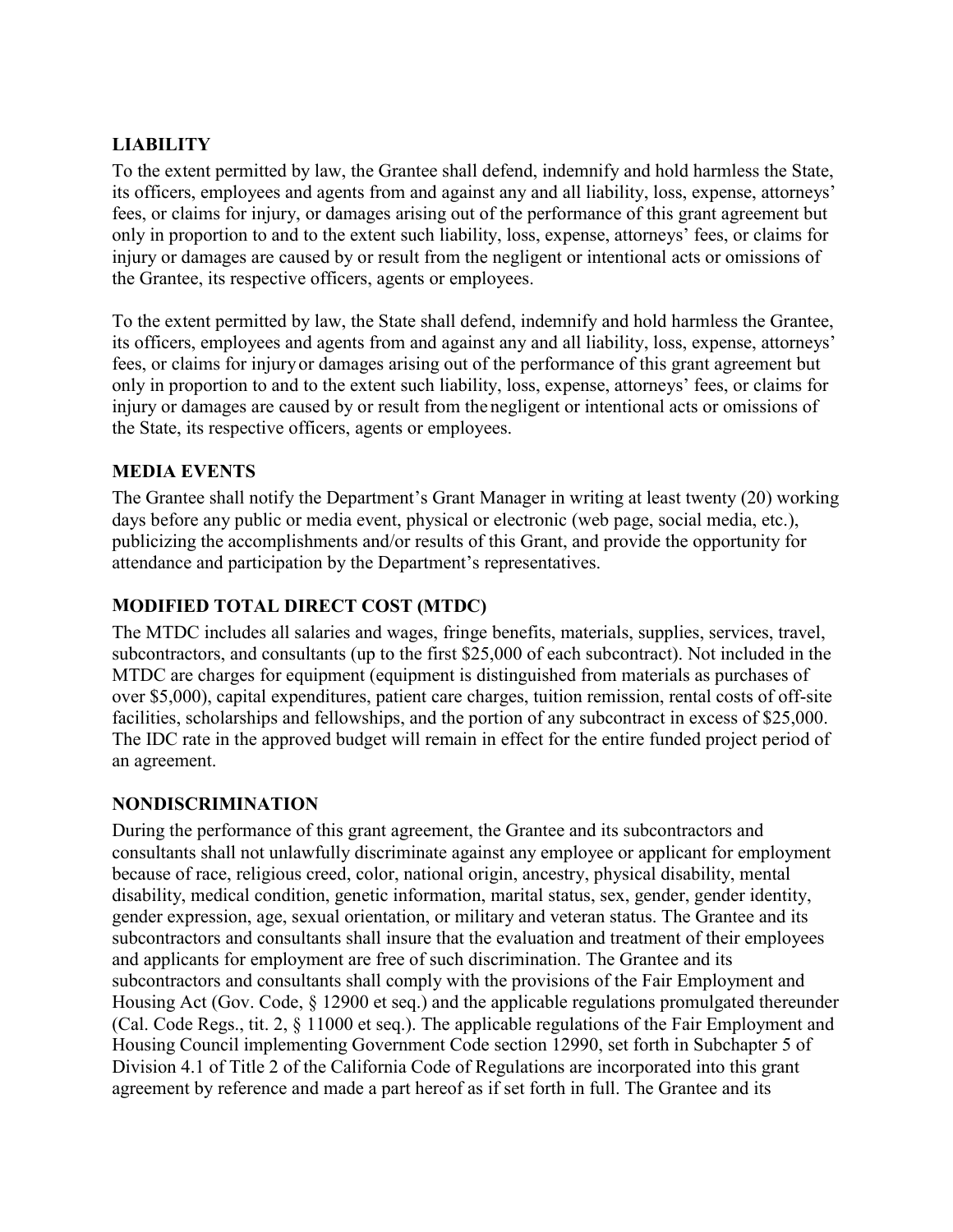**LIABILITY**

To the extent permitted by law, the Grantee shall defend, indemnify and hold harmless the State, its officers, employees and agents from and against any and all liability, loss, expense, attorneys' fees, or claims for injury, or damages arising out of the performance of this grant agreement but only in proportion to and to the extent such liability, loss, expense, attorneys' fees, or claims for injury or damages are caused by or result from the negligent or intentional acts or omissions of the Grantee, its respective officers, agents or employees.

To the extent permitted by law, the State shall defend, indemnify and hold harmless the Grantee, its officers, employees and agents from and against any and all liability, loss, expense, attorneys' fees, or claims for injury or damages arising out of the performance of this grant agreement but only in proportion to and to the extent such liability, loss, expense, attorneys' fees, or claims for injury or damages are caused by or result from the negligent or intentional acts or omissions of the State, its respective officers, agents or employees.

**MEDIA EVENTS**

The Grantee shall notify the Department's Grant Manager in writing at least twenty (20) working days before any public or media event, physical or electronic (web page, social media, etc.), publicizing the accomplishments and/or results of this Grant, and provide the opportunity for attendance and participation by the Department's representatives.

**MODIFIED TOTAL DIRECT COST (MTDC)**

The MTDC includes all salaries and wages, fringe benefits, materials, supplies, services, travel, subcontractors, and consultants (up to the first $25,000 of each subcontract). Not included in the MTDC are charges for equipment (equipment is distinguished from materials as purchases of over $5,000), capital expenditures, patient care charges, tuition remission, rental costs of off-site facilities, scholarships and fellowships, and the portion of any subcontract in excess of $25,000. The IDC rate in the approved budget will remain in effect for the entire funded project period of an agreement.

**NONDISCRIMINATION**

During the performance of this grant agreement, the Grantee and its subcontractors and consultants shall not unlawfully discriminate against any employee or applicant for employment because of race, religious creed, color, national origin, ancestry, physical disability, mental disability, medical condition, genetic information, marital status, sex, gender, gender identity, gender expression, age, sexual orientation, or military and veteran status. The Grantee and its subcontractors and consultants shall insure that the evaluation and treatment of their employees and applicants for employment are free of such discrimination. The Grantee and its subcontractors and consultants shall comply with the provisions of the Fair Employment and Housing Act (Gov. Code, § 12900 et seq.) and the applicable regulations promulgated thereunder (Cal. Code Regs., tit. 2, § 11000 et seq.). The applicable regulations of the Fair Employment and Housing Council implementing Government Code section 12990, set forth in Subchapter 5 of Division 4.1 of Title 2 of the California Code of Regulations are incorporated into this grant agreement by reference and made a part hereof as if set forth in full. The Grantee and its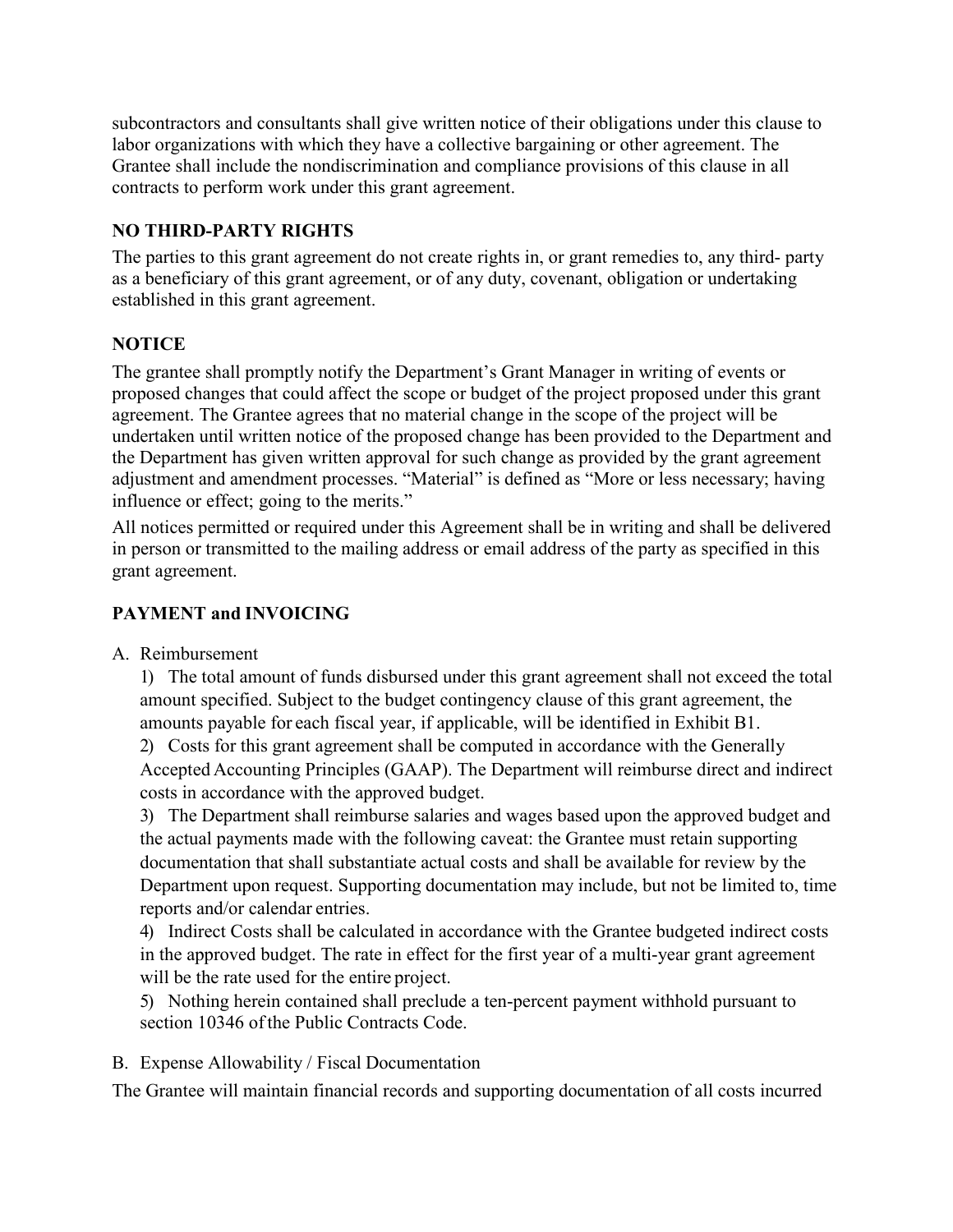subcontractors and consultants shall give written notice of their obligations under this clause to labor organizations with which they have a collective bargaining or other agreement. The Grantee shall include the nondiscrimination and compliance provisions of this clause in all contracts to perform work under this grant agreement.

## NO THIRD-PARTY RIGHTS

The parties to this grant agreement do not create rights in, or grant remedies to, any third- party as a beneficiary of this grant agreement, or of any duty, covenant, obligation or undertaking established in this grant agreement.

## NOTICE

The grantee shall promptly notify the Department's Grant Manager in writing of events or proposed changes that could affect the scope or budget of the project proposed under this grant agreement. The Grantee agrees that no material change in the scope of the project will be undertaken until written notice of the proposed change has been provided to the Department and the Department has given written approval for such change as provided by the grant agreement adjustment and amendment processes. "Material" is defined as "More or less necessary; having influence or effect; going to the merits."

All notices permitted or required under this Agreement shall be in writing and shall be delivered in person or transmitted to the mailing address or email address of the party as specified in this grant agreement.

## PAYMENT and INVOICING

A. Reimbursement

1) The total amount of funds disbursed under this grant agreement shall not exceed the total amount specified. Subject to the budget contingency clause of this grant agreement, the amounts payable for each fiscal year, if applicable, will be identified in Exhibit B1.

2) Costs for this grant agreement shall be computed in accordance with the Generally Accepted Accounting Principles (GAAP). The Department will reimburse direct and indirect costs in accordance with the approved budget.

3) The Department shall reimburse salaries and wages based upon the approved budget and the actual payments made with the following caveat: the Grantee must retain supporting documentation that shall substantiate actual costs and shall be available for review by the Department upon request. Supporting documentation may include, but not be limited to, time reports and/or calendar entries.

4) Indirect Costs shall be calculated in accordance with the Grantee budgeted indirect costs in the approved budget. The rate in effect for the first year of a multi-year grant agreement will be the rate used for the entire project.

5) Nothing herein contained shall preclude a ten-percent payment withhold pursuant to section 10346 of the Public Contracts Code.

B. Expense Allowability / Fiscal Documentation

The Grantee will maintain financial records and supporting documentation of all costs incurred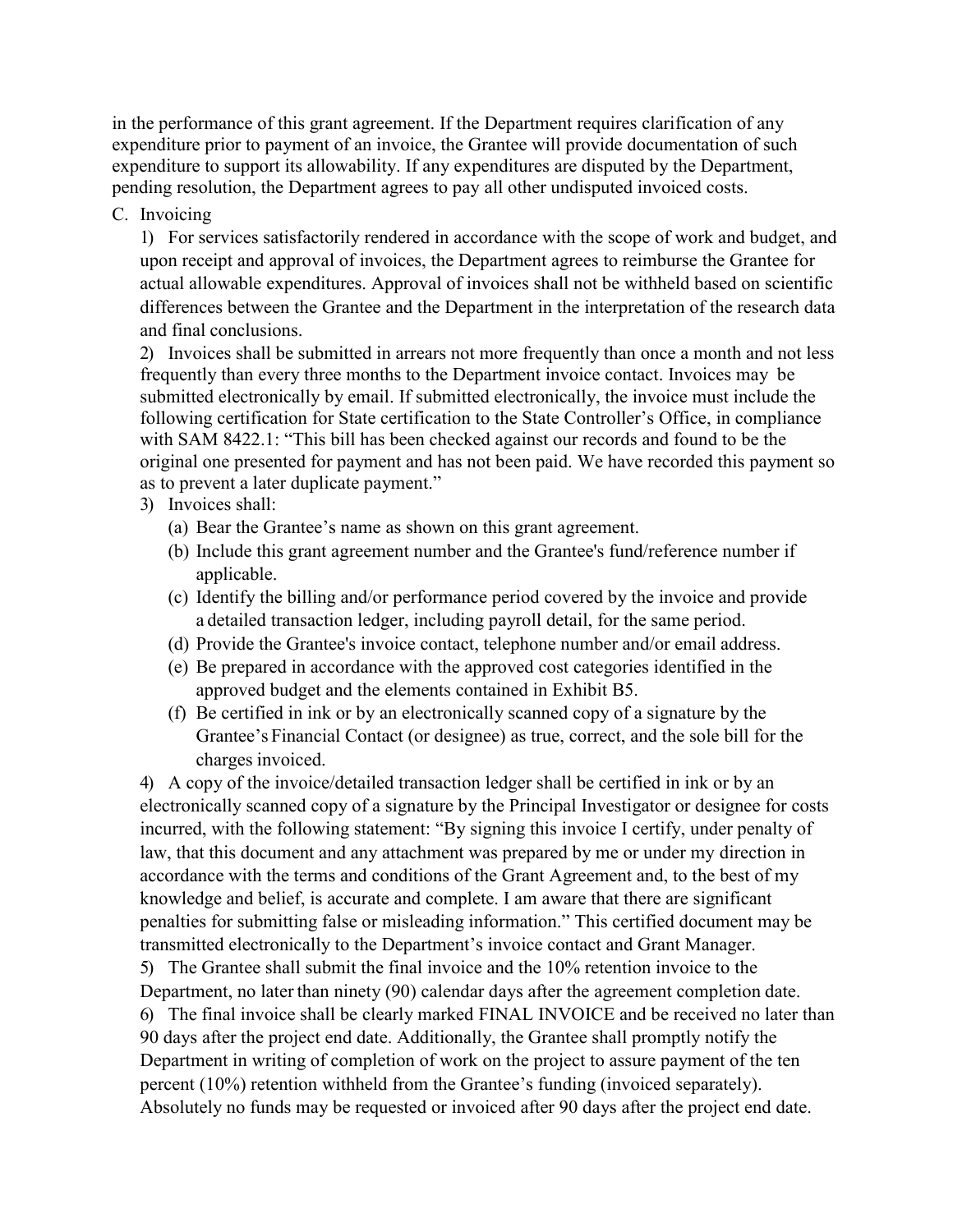in the performance of this grant agreement. If the Department requires clarification of any expenditure prior to payment of an invoice, the Grantee will provide documentation of such expenditure to support its allowability. If any expenditures are disputed by the Department, pending resolution, the Department agrees to pay all other undisputed invoiced costs.

C. Invoicing

1) For services satisfactorily rendered in accordance with the scope of work and budget, and upon receipt and approval of invoices, the Department agrees to reimburse the Grantee for actual allowable expenditures. Approval of invoices shall not be withheld based on scientific differences between the Grantee and the Department in the interpretation of the research data and final conclusions.

2) Invoices shall be submitted in arrears not more frequently than once a month and not less frequently than every three months to the Department invoice contact. Invoices may be submitted electronically by email. If submitted electronically, the invoice must include the following certification for State certification to the State Controller's Office, in compliance with SAM 8422.1: "This bill has been checked against our records and found to be the original one presented for payment and has not been paid. We have recorded this payment so as to prevent a later duplicate payment."

3) Invoices shall:

(a) Bear the Grantee's name as shown on this grant agreement.

(b) Include this grant agreement number and the Grantee's fund/reference number if applicable.

(c) Identify the billing and/or performance period covered by the invoice and provide a detailed transaction ledger, including payroll detail, for the same period.

(d) Provide the Grantee's invoice contact, telephone number and/or email address.

(e) Be prepared in accordance with the approved cost categories identified in the approved budget and the elements contained in Exhibit B5.

(f) Be certified in ink or by an electronically scanned copy of a signature by the Grantee's Financial Contact (or designee) as true, correct, and the sole bill for the charges invoiced.

4) A copy of the invoice/detailed transaction ledger shall be certified in ink or by an electronically scanned copy of a signature by the Principal Investigator or designee for costs incurred, with the following statement: "By signing this invoice I certify, under penalty of law, that this document and any attachment was prepared by me or under my direction in accordance with the terms and conditions of the Grant Agreement and, to the best of my knowledge and belief, is accurate and complete. I am aware that there are significant penalties for submitting false or misleading information." This certified document may be transmitted electronically to the Department's invoice contact and Grant Manager.

5) The Grantee shall submit the final invoice and the 10% retention invoice to the Department, no later than ninety (90) calendar days after the agreement completion date.

6) The final invoice shall be clearly marked FINAL INVOICE and be received no later than 90 days after the project end date. Additionally, the Grantee shall promptly notify the Department in writing of completion of work on the project to assure payment of the ten percent (10%) retention withheld from the Grantee's funding (invoiced separately). Absolutely no funds may be requested or invoiced after 90 days after the project end date.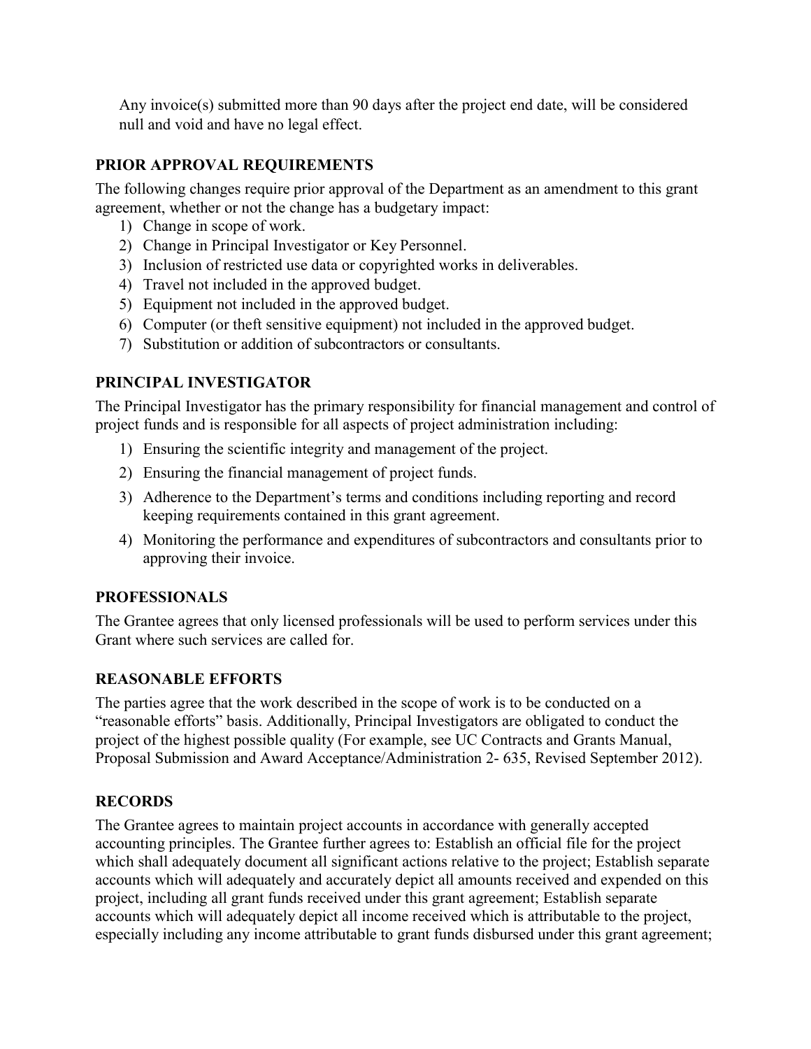Any invoice(s) submitted more than 90 days after the project end date, will be considered null and void and have no legal effect.

## PRIOR APPROVAL REQUIREMENTS

The following changes require prior approval of the Department as an amendment to this grant agreement, whether or not the change has a budgetary impact:

1) Change in scope of work.
2) Change in Principal Investigator or Key Personnel.
3) Inclusion of restricted use data or copyrighted works in deliverables.
4) Travel not included in the approved budget.
5) Equipment not included in the approved budget.
6) Computer (or theft sensitive equipment) not included in the approved budget.
7) Substitution or addition of subcontractors or consultants.

## PRINCIPAL INVESTIGATOR

The Principal Investigator has the primary responsibility for financial management and control of project funds and is responsible for all aspects of project administration including:

1) Ensuring the scientific integrity and management of the project.
2) Ensuring the financial management of project funds.
3) Adherence to the Department's terms and conditions including reporting and record keeping requirements contained in this grant agreement.
4) Monitoring the performance and expenditures of subcontractors and consultants prior to approving their invoice.

## PROFESSIONALS

The Grantee agrees that only licensed professionals will be used to perform services under this Grant where such services are called for.

## REASONABLE EFFORTS

The parties agree that the work described in the scope of work is to be conducted on a "reasonable efforts" basis. Additionally, Principal Investigators are obligated to conduct the project of the highest possible quality (For example, see UC Contracts and Grants Manual, Proposal Submission and Award Acceptance/Administration 2- 635, Revised September 2012).

## RECORDS

The Grantee agrees to maintain project accounts in accordance with generally accepted accounting principles. The Grantee further agrees to: Establish an official file for the project which shall adequately document all significant actions relative to the project; Establish separate accounts which will adequately and accurately depict all amounts received and expended on this project, including all grant funds received under this grant agreement; Establish separate accounts which will adequately depict all income received which is attributable to the project, especially including any income attributable to grant funds disbursed under this grant agreement;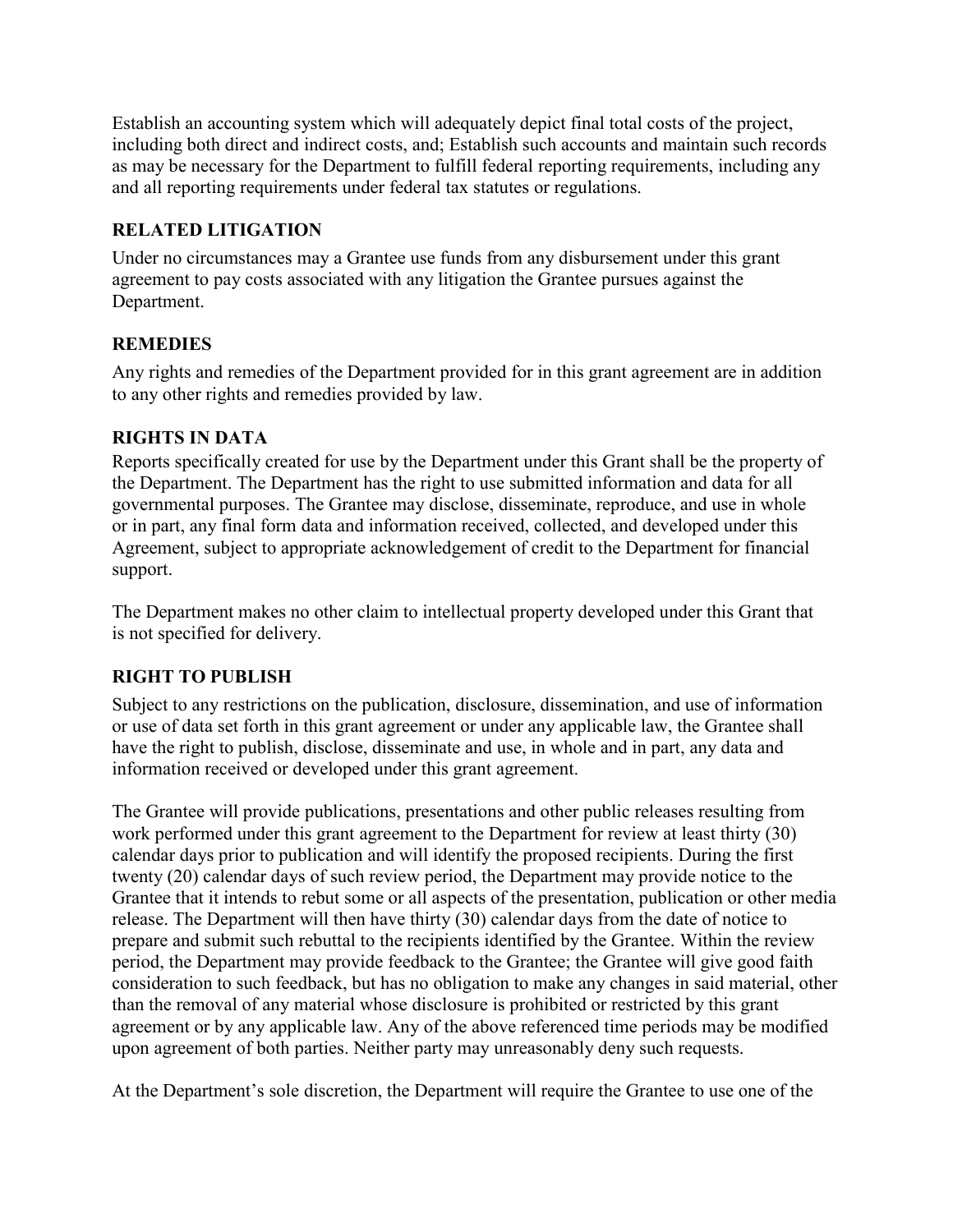Establish an accounting system which will adequately depict final total costs of the project, including both direct and indirect costs, and; Establish such accounts and maintain such records as may be necessary for the Department to fulfill federal reporting requirements, including any and all reporting requirements under federal tax statutes or regulations.

## RELATED LITIGATION

Under no circumstances may a Grantee use funds from any disbursement under this grant agreement to pay costs associated with any litigation the Grantee pursues against the Department.

## REMEDIES

Any rights and remedies of the Department provided for in this grant agreement are in addition to any other rights and remedies provided by law.

## RIGHTS IN DATA

Reports specifically created for use by the Department under this Grant shall be the property of the Department. The Department has the right to use submitted information and data for all governmental purposes. The Grantee may disclose, disseminate, reproduce, and use in whole or in part, any final form data and information received, collected, and developed under this Agreement, subject to appropriate acknowledgement of credit to the Department for financial support.

The Department makes no other claim to intellectual property developed under this Grant that is not specified for delivery.

## RIGHT TO PUBLISH

Subject to any restrictions on the publication, disclosure, dissemination, and use of information or use of data set forth in this grant agreement or under any applicable law, the Grantee shall have the right to publish, disclose, disseminate and use, in whole and in part, any data and information received or developed under this grant agreement.

The Grantee will provide publications, presentations and other public releases resulting from work performed under this grant agreement to the Department for review at least thirty (30) calendar days prior to publication and will identify the proposed recipients. During the first twenty (20) calendar days of such review period, the Department may provide notice to the Grantee that it intends to rebut some or all aspects of the presentation, publication or other media release. The Department will then have thirty (30) calendar days from the date of notice to prepare and submit such rebuttal to the recipients identified by the Grantee. Within the review period, the Department may provide feedback to the Grantee; the Grantee will give good faith consideration to such feedback, but has no obligation to make any changes in said material, other than the removal of any material whose disclosure is prohibited or restricted by this grant agreement or by any applicable law. Any of the above referenced time periods may be modified upon agreement of both parties. Neither party may unreasonably deny such requests.

At the Department's sole discretion, the Department will require the Grantee to use one of the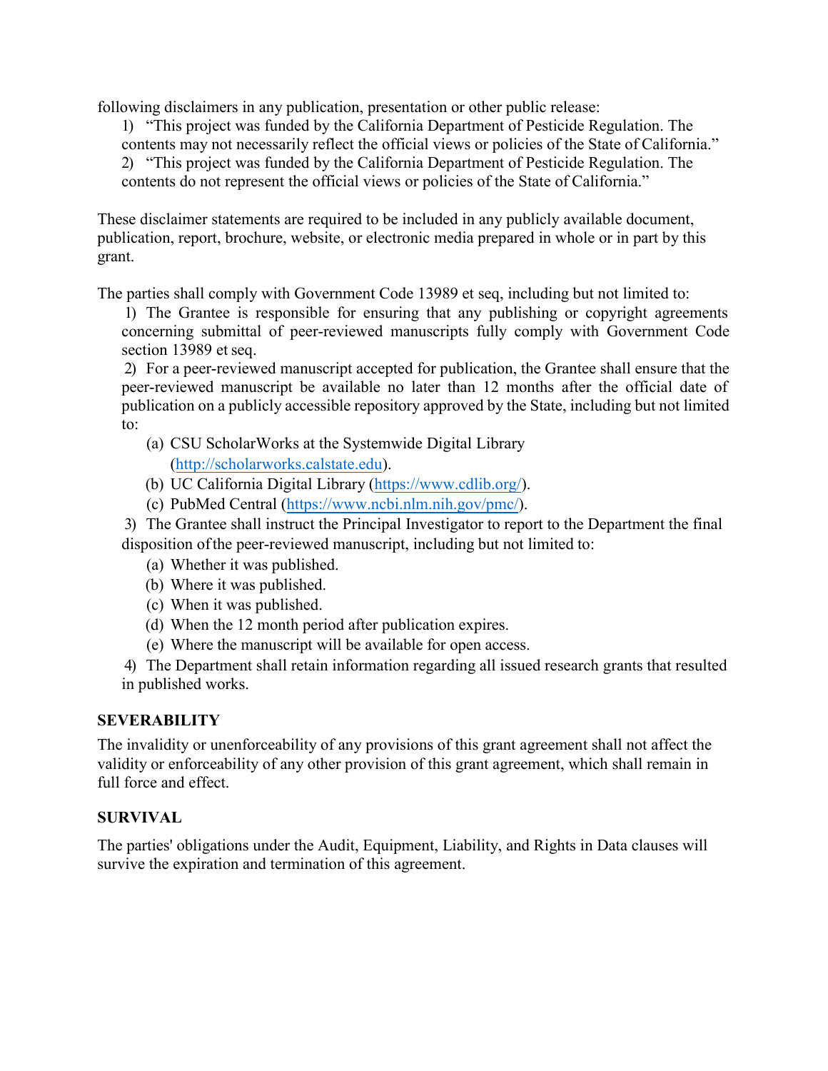following disclaimers in any publication, presentation or other public release:

1) "This project was funded by the California Department of Pesticide Regulation. The contents may not necessarily reflect the official views or policies of the State of California."
2) "This project was funded by the California Department of Pesticide Regulation. The contents do not represent the official views or policies of the State of California."

These disclaimer statements are required to be included in any publicly available document, publication, report, brochure, website, or electronic media prepared in whole or in part by this grant.

The parties shall comply with Government Code 13989 et seq, including but not limited to:

1) The Grantee is responsible for ensuring that any publishing or copyright agreements concerning submittal of peer-reviewed manuscripts fully comply with Government Code section 13989 et seq.
2) For a peer-reviewed manuscript accepted for publication, the Grantee shall ensure that the peer-reviewed manuscript be available no later than 12 months after the official date of publication on a publicly accessible repository approved by the State, including but not limited to:
    - (a) CSU ScholarWorks at the Systemwide Digital Library (http://scholarworks.calstate.edu).
    - (b) UC California Digital Library (https://www.cdlib.org/).
    - (c) PubMed Central (https://www.ncbi.nlm.nih.gov/pmc/).
3) The Grantee shall instruct the Principal Investigator to report to the Department the final disposition of the peer-reviewed manuscript, including but not limited to:
    - (a) Whether it was published.
    - (b) Where it was published.
    - (c) When it was published.
    - (d) When the 12 month period after publication expires.
    - (e) Where the manuscript will be available for open access.
4) The Department shall retain information regarding all issued research grants that resulted in published works.

**SEVERABILITY**

The invalidity or unenforceability of any provisions of this grant agreement shall not affect the validity or enforceability of any other provision of this grant agreement, which shall remain in full force and effect.

**SURVIVAL**

The parties' obligations under the Audit, Equipment, Liability, and Rights in Data clauses will survive the expiration and termination of this agreement.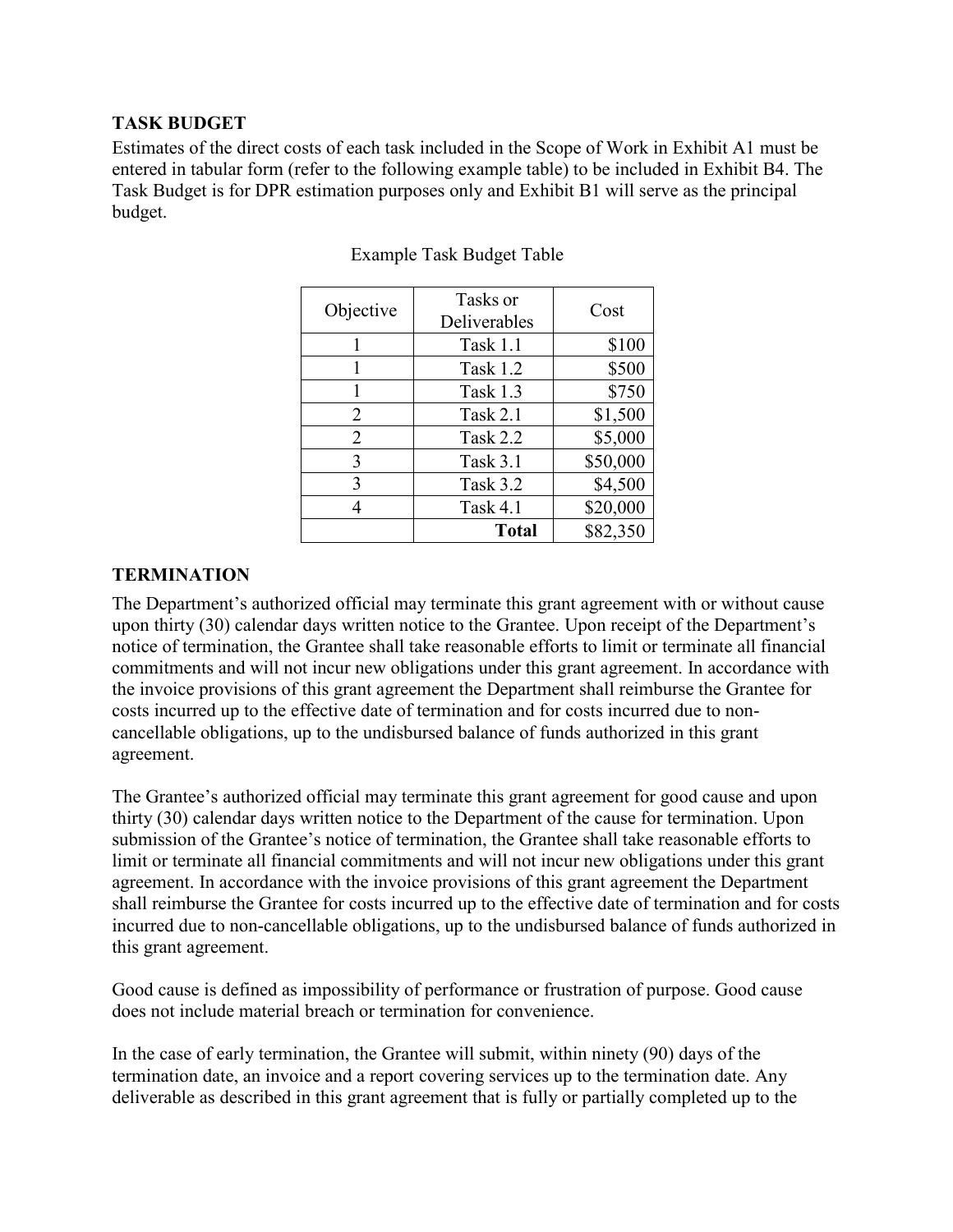## TASK BUDGET

Estimates of the direct costs of each task included in the Scope of Work in Exhibit A1 must be entered in tabular form (refer to the following example table) to be included in Exhibit B4. The Task Budget is for DPR estimation purposes only and Exhibit B1 will serve as the principal budget.

Example Task Budget Table

| Objective | Tasks or Deliverables | Cost |
|---|---|---:|
| 1 | Task 1.1 | $100 |
| 1 | Task 1.2 | $500 |
| 1 | Task 1.3 | $750 |
| 2 | Task 2.1 | $1,500 |
| 2 | Task 2.2 | $5,000 |
| 3 | Task 3.1 | $50,000 |
| 3 | Task 3.2 | $4,500 |
| 4 | Task 4.1 | $20,000 |
| | **Total** | $82,350 |

## TERMINATION

The Department's authorized official may terminate this grant agreement with or without cause upon thirty (30) calendar days written notice to the Grantee. Upon receipt of the Department's notice of termination, the Grantee shall take reasonable efforts to limit or terminate all financial commitments and will not incur new obligations under this grant agreement. In accordance with the invoice provisions of this grant agreement the Department shall reimburse the Grantee for costs incurred up to the effective date of termination and for costs incurred due to non-cancellable obligations, up to the undisbursed balance of funds authorized in this grant agreement.

The Grantee's authorized official may terminate this grant agreement for good cause and upon thirty (30) calendar days written notice to the Department of the cause for termination. Upon submission of the Grantee's notice of termination, the Grantee shall take reasonable efforts to limit or terminate all financial commitments and will not incur new obligations under this grant agreement. In accordance with the invoice provisions of this grant agreement the Department shall reimburse the Grantee for costs incurred up to the effective date of termination and for costs incurred due to non-cancellable obligations, up to the undisbursed balance of funds authorized in this grant agreement.

Good cause is defined as impossibility of performance or frustration of purpose. Good cause does not include material breach or termination for convenience.

In the case of early termination, the Grantee will submit, within ninety (90) days of the termination date, an invoice and a report covering services up to the termination date. Any deliverable as described in this grant agreement that is fully or partially completed up to the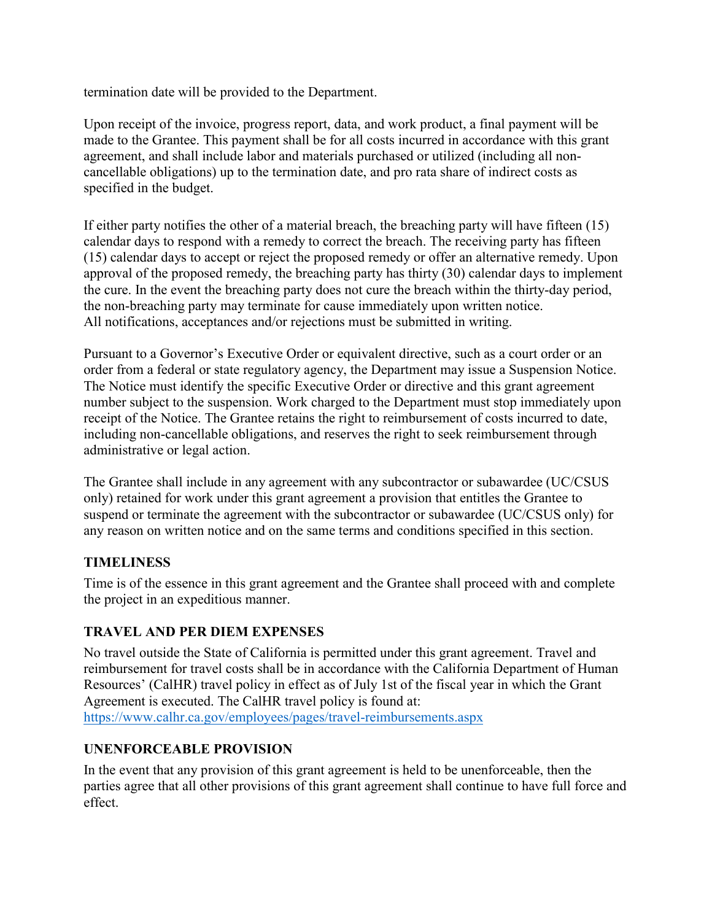termination date will be provided to the Department.

Upon receipt of the invoice, progress report, data, and work product, a final payment will be made to the Grantee. This payment shall be for all costs incurred in accordance with this grant agreement, and shall include labor and materials purchased or utilized (including all non-cancellable obligations) up to the termination date, and pro rata share of indirect costs as specified in the budget.

If either party notifies the other of a material breach, the breaching party will have fifteen (15) calendar days to respond with a remedy to correct the breach. The receiving party has fifteen (15) calendar days to accept or reject the proposed remedy or offer an alternative remedy. Upon approval of the proposed remedy, the breaching party has thirty (30) calendar days to implement the cure. In the event the breaching party does not cure the breach within the thirty-day period, the non-breaching party may terminate for cause immediately upon written notice. All notifications, acceptances and/or rejections must be submitted in writing.

Pursuant to a Governor's Executive Order or equivalent directive, such as a court order or an order from a federal or state regulatory agency, the Department may issue a Suspension Notice. The Notice must identify the specific Executive Order or directive and this grant agreement number subject to the suspension. Work charged to the Department must stop immediately upon receipt of the Notice. The Grantee retains the right to reimbursement of costs incurred to date, including non-cancellable obligations, and reserves the right to seek reimbursement through administrative or legal action.

The Grantee shall include in any agreement with any subcontractor or subawardee (UC/CSUS only) retained for work under this grant agreement a provision that entitles the Grantee to suspend or terminate the agreement with the subcontractor or subawardee (UC/CSUS only) for any reason on written notice and on the same terms and conditions specified in this section.

**TIMELINESS**

Time is of the essence in this grant agreement and the Grantee shall proceed with and complete the project in an expeditious manner.

**TRAVEL AND PER DIEM EXPENSES**

No travel outside the State of California is permitted under this grant agreement. Travel and reimbursement for travel costs shall be in accordance with the California Department of Human Resources' (CalHR) travel policy in effect as of July 1st of the fiscal year in which the Grant Agreement is executed. The CalHR travel policy is found at: https://www.calhr.ca.gov/employees/pages/travel-reimbursements.aspx

**UNENFORCEABLE PROVISION**

In the event that any provision of this grant agreement is held to be unenforceable, then the parties agree that all other provisions of this grant agreement shall continue to have full force and effect.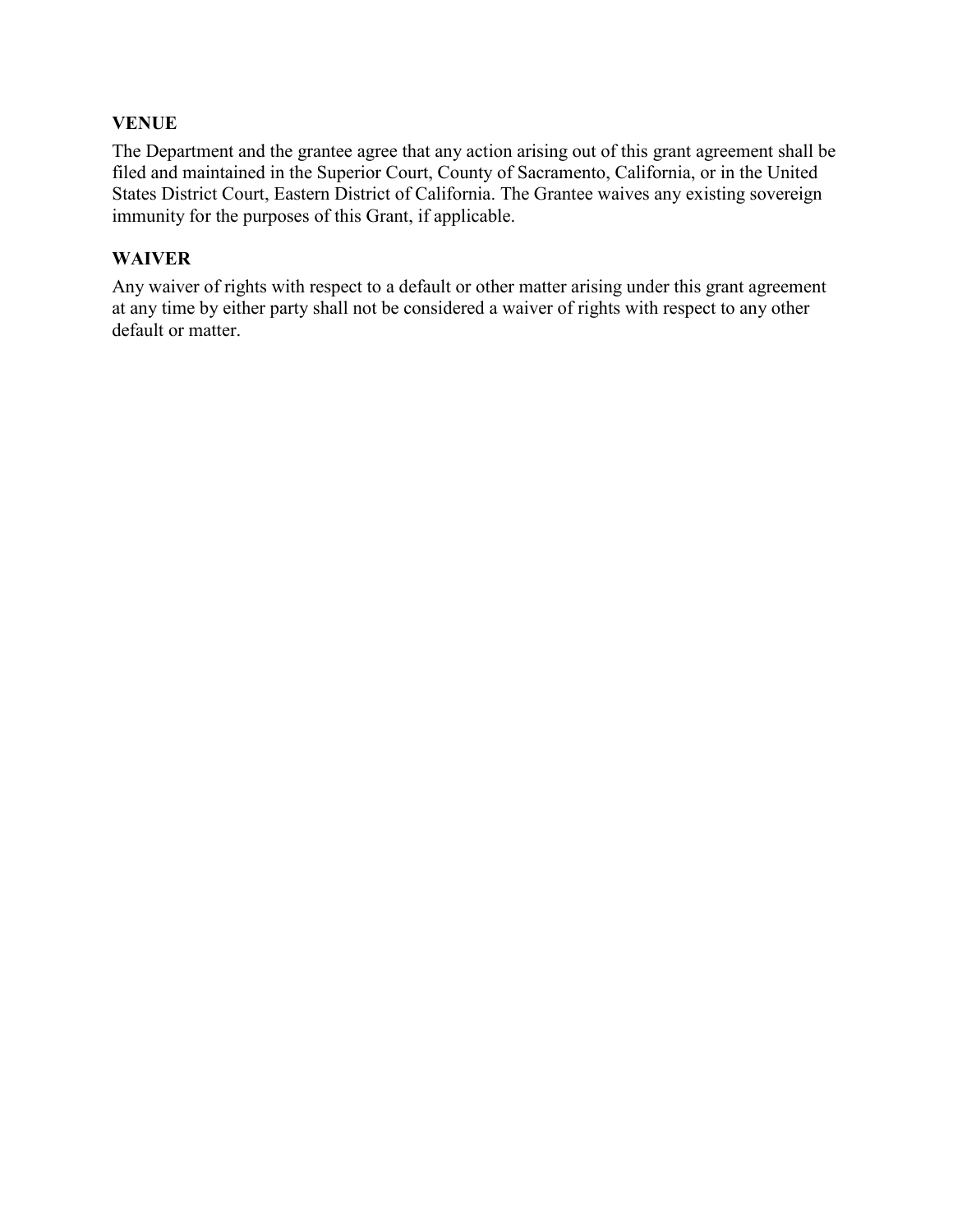**VENUE**

The Department and the grantee agree that any action arising out of this grant agreement shall be filed and maintained in the Superior Court, County of Sacramento, California, or in the United States District Court, Eastern District of California. The Grantee waives any existing sovereign immunity for the purposes of this Grant, if applicable.

**WAIVER**

Any waiver of rights with respect to a default or other matter arising under this grant agreement at any time by either party shall not be considered a waiver of rights with respect to any other default or matter.